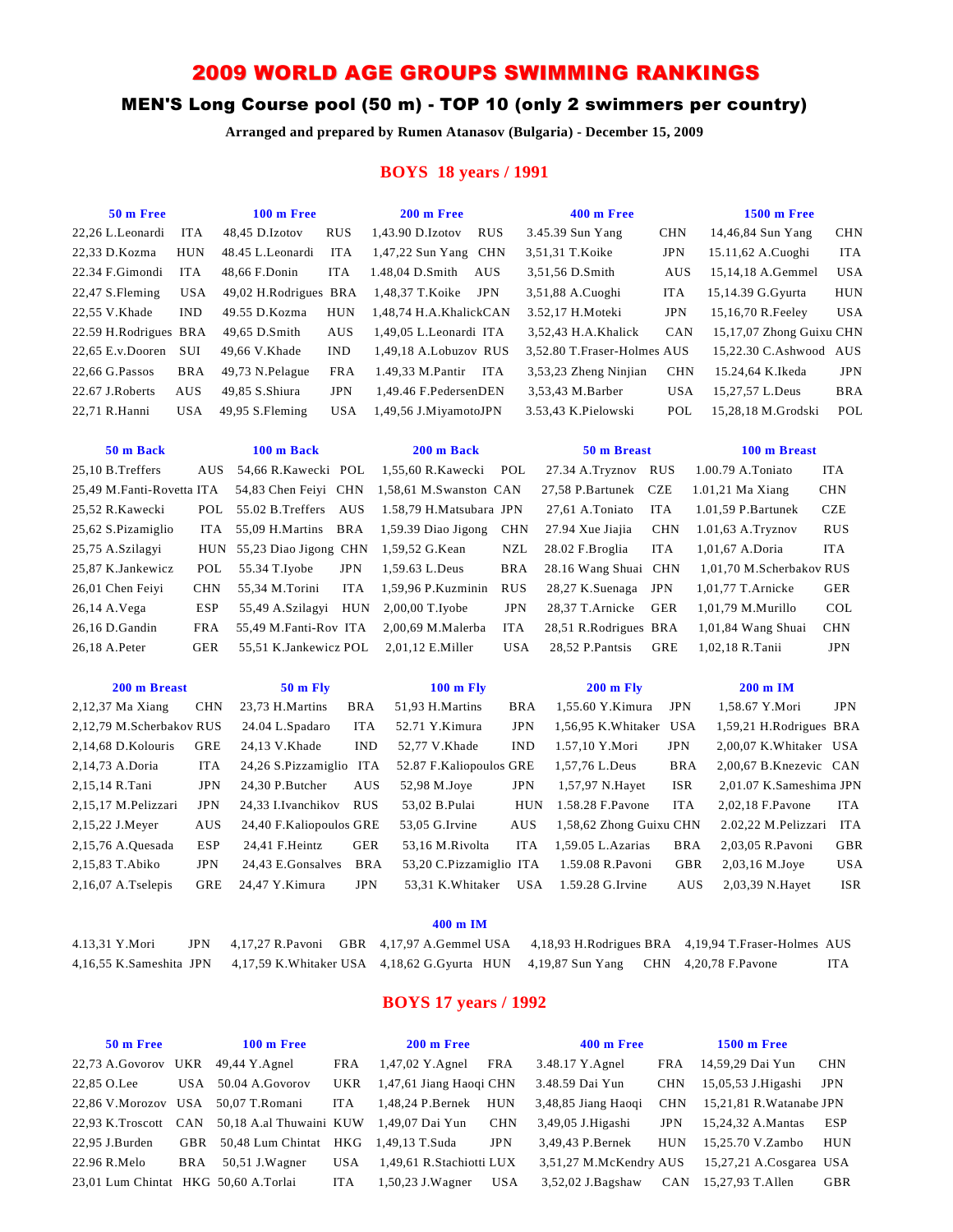# 2009 WORLD AGE GROUPS SWIMMING RANKINGS

## MEN'S Long Course pool (50 m) - TOP 10 (only 2 swimmers per country)

**Arranged and prepared by Rumen Atanasov (Bulgaria) - December 15, 2009**

## BOYS 18 years / 1991

| 50 m Free | | 100 m Free | | 200 m Free | | 400 m Free | | 1500 m Free | |
|---|---|---|---|---|---|---|---|---|---|
| 22,26 L.Leonardi | ITA | 48,45 D.Izotov | RUS | 1,43.90 D.Izotov | RUS | 3.45.39 Sun Yang | CHN | 14,46,84 Sun Yang | CHN |
| 22,33 D.Kozma | HUN | 48.45 L.Leonardi | ITA | 1,47,22 Sun Yang | CHN | 3,51,31 T.Koike | JPN | 15.11,62 A.Cuoghi | ITA |
| 22.34 F.Gimondi | ITA | 48,66 F.Donin | ITA | 1.48,04 D.Smith | AUS | 3,51,56 D.Smith | AUS | 15,14,18 A.Gemmel | USA |
| 22,47 S.Fleming | USA | 49,02 H.Rodrigues | BRA | 1,48,37 T.Koike | JPN | 3,51,88 A.Cuoghi | ITA | 15,14.39 G.Gyurta | HUN |
| 22,55 V.Khade | IND | 49.55 D.Kozma | HUN | 1,48,74 H.A.Khalick | CAN | 3.52,17 H.Moteki | JPN | 15,16,70 R.Feeley | USA |
| 22.59 H.Rodrigues | BRA | 49,65 D.Smith | AUS | 1,49,05 L.Leonardi | ITA | 3,52,43 H.A.Khalick | CAN | 15,17,07 Zhong Guixu | CHN |
| 22,65 E.v.Dooren | SUI | 49,66 V.Khade | IND | 1,49,18 A.Lobuzov | RUS | 3,52.80 T.Fraser-Holmes | AUS | 15,22.30 C.Ashwood | AUS |
| 22,66 G.Passos | BRA | 49,73 N.Pelague | FRA | 1.49,33 M.Pantir | ITA | 3,53,23 Zheng Ninjian | CHN | 15.24,64 K.Ikeda | JPN |
| 22.67 J.Roberts | AUS | 49,85 S.Shiura | JPN | 1,49.46 F.Pedersen | DEN | 3,53,43 M.Barber | USA | 15,27,57 L.Deus | BRA |
| 22,71 R.Hanni | USA | 49,95 S.Fleming | USA | 1,49,56 J.Miyamoto | JPN | 3.53,43 K.Pielowski | POL | 15,28,18 M.Grodski | POL |

| 50 m Back | | 100 m Back | | 200 m Back | | 50 m Breast | | 100 m Breast | |
|---|---|---|---|---|---|---|---|---|---|
| 25,10 B.Treffers | AUS | 54,66 R.Kawecki | POL | 1,55,60 R.Kawecki | POL | 27.34 A.Tryznov | RUS | 1.00.79 A.Toniato | ITA |
| 25,49 M.Fanti-Rovetta | ITA | 54,83 Chen Feiyi | CHN | 1,58,61 M.Swanston | CAN | 27,58 P.Bartunek | CZE | 1.01,21 Ma Xiang | CHN |
| 25,52 R.Kawecki | POL | 55.02 B.Treffers | AUS | 1.58,79 H.Matsubara | JPN | 27,61 A.Toniato | ITA | 1.01,59 P.Bartunek | CZE |
| 25,62 S.Pizamiglio | ITA | 55,09 H.Martins | BRA | 1,59.39 Diao Jigong | CHN | 27.94 Xue Jiajia | CHN | 1.01,63 A.Tryznov | RUS |
| 25,75 A.Szilagyi | HUN | 55,23 Diao Jigong | CHN | 1,59,52 G.Kean | NZL | 28.02 F.Broglia | ITA | 1,01,67 A.Doria | ITA |
| 25,87 K.Jankewicz | POL | 55.34 T.Iyobe | JPN | 1,59.63 L.Deus | BRA | 28.16 Wang Shuai | CHN | 1,01,70 M.Scherbakov | RUS |
| 26,01 Chen Feiyi | CHN | 55,34 M.Torini | ITA | 1,59,96 P.Kuzminin | RUS | 28,27 K.Suenaga | JPN | 1,01,77 T.Arnicke | GER |
| 26,14 A.Vega | ESP | 55,49 A.Szilagyi | HUN | 2,00,00 T.Iyobe | JPN | 28,37 T.Arnicke | GER | 1,01,79 M.Murillo | COL |
| 26,16 D.Gandin | FRA | 55,49 M.Fanti-Rov | ITA | 2,00,69 M.Malerba | ITA | 28,51 R.Rodrigues | BRA | 1,01,84 Wang Shuai | CHN |
| 26,18 A.Peter | GER | 55,51 K.Jankewicz | POL | 2,01,12 E.Miller | USA | 28,52 P.Pantsis | GRE | 1,02,18 R.Tanii | JPN |

| 200 m Breast | | 50 m Fly | | 100 m Fly | | 200 m Fly | | 200 m IM | |
|---|---|---|---|---|---|---|---|---|---|
| 2,12,37 Ma Xiang | CHN | 23,73 H.Martins | BRA | 51,93 H.Martins | BRA | 1,55.60 Y.Kimura | JPN | 1,58.67 Y.Mori | JPN |
| 2,12,79 M.Scherbakov | RUS | 24.04 L.Spadaro | ITA | 52.71 Y.Kimura | JPN | 1,56,95 K.Whitaker | USA | 1,59,21 H.Rodrigues | BRA |
| 2,14,68 D.Kolouris | GRE | 24,13 V.Khade | IND | 52,77 V.Khade | IND | 1.57,10 Y.Mori | JPN | 2,00,07 K.Whitaker | USA |
| 2,14,73 A.Doria | ITA | 24,26 S.Pizzamiglio | ITA | 52.87 F.Kaliopoulos | GRE | 1,57,76 L.Deus | BRA | 2,00,67 B.Knezevic | CAN |
| 2,15,14 R.Tani | JPN | 24,30 P.Butcher | AUS | 52,98 M.Joye | JPN | 1,57,97 N.Hayet | ISR | 2,01.07 K.Sameshima | JPN |
| 2,15,17 M.Pelizzari | JPN | 24,33 I.Ivanchikov | RUS | 53,02 B.Pulai | HUN | 1.58.28 F.Pavone | ITA | 2,02,18 F.Pavone | ITA |
| 2,15,22 J.Meyer | AUS | 24,40 F.Kaliopoulos | GRE | 53,05 G.Irvine | AUS | 1,58,62 Zhong Guixu | CHN | 2.02,22 M.Pelizzari | ITA |
| 2,15,76 A.Quesada | ESP | 24,41 F.Heintz | GER | 53,16 M.Rivolta | ITA | 1,59.05 L.Azarias | BRA | 2,03,05 R.Pavoni | GBR |
| 2,15,83 T.Abiko | JPN | 24,43 E.Gonsalves | BRA | 53,20 C.Pizzamiglio | ITA | 1.59.08 R.Pavoni | GBR | 2,03,16 M.Joye | USA |
| 2,16,07 A.Tselepis | GRE | 24,47 Y.Kimura | JPN | 53,31 K.Whitaker | USA | 1.59.28 G.Irvine | AUS | 2,03,39 N.Hayet | ISR |

**400 m IM**

| | | | | | | | | | |
|---|---|---|---|---|---|---|---|---|---|
| 4.13,31 Y.Mori | JPN | 4,17,27 R.Pavoni | GBR | 4,17,97 A.Gemmel | USA | 4,18,93 H.Rodrigues | BRA | 4,19,94 T.Fraser-Holmes | AUS |
| 4,16,55 K.Sameshita | JPN | 4,17,59 K.Whitaker | USA | 4,18,62 G.Gyurta | HUN | 4,19,87 Sun Yang | CHN | 4,20,78 F.Pavone | ITA |

## BOYS 17 years / 1992

| 50 m Free | | 100 m Free | | 200 m Free | | 400 m Free | | 1500 m Free | |
|---|---|---|---|---|---|---|---|---|---|
| 22,73 A.Govorov | UKR | 49,44 Y.Agnel | FRA | 1,47,02 Y.Agnel | FRA | 3.48.17 Y.Agnel | FRA | 14,59,29 Dai Yun | CHN |
| 22,85 O.Lee | USA | 50.04 A.Govorov | UKR | 1,47,61 Jiang Haoqi | CHN | 3.48.59 Dai Yun | CHN | 15,05,53 J.Higashi | JPN |
| 22,86 V.Morozov | USA | 50,07 T.Romani | ITA | 1,48,24 P.Bernek | HUN | 3,48,85 Jiang Haoqi | CHN | 15,21,81 R.Watanabe | JPN |
| 22,93 K.Troscott | CAN | 50,18 A.al Thuwaini | KUW | 1,49,07 Dai Yun | CHN | 3,49,05 J.Higashi | JPN | 15,24,32 A.Mantas | ESP |
| 22,95 J.Burden | GBR | 50,48 Lum Chintat | HKG | 1,49,13 T.Suda | JPN | 3,49,43 P.Bernek | HUN | 15,25.70 V.Zambo | HUN |
| 22.96 R.Melo | BRA | 50,51 J.Wagner | USA | 1,49,61 R.Stachiotti | LUX | 3,51,27 M.McKendry | AUS | 15,27,21 A.Cosgarea | USA |
| 23,01 Lum Chintat | HKG | 50,60 A.Torlai | ITA | 1,50,23 J.Wagner | USA | 3,52,02 J.Bagshaw | CAN | 15,27,93 T.Allen | GBR |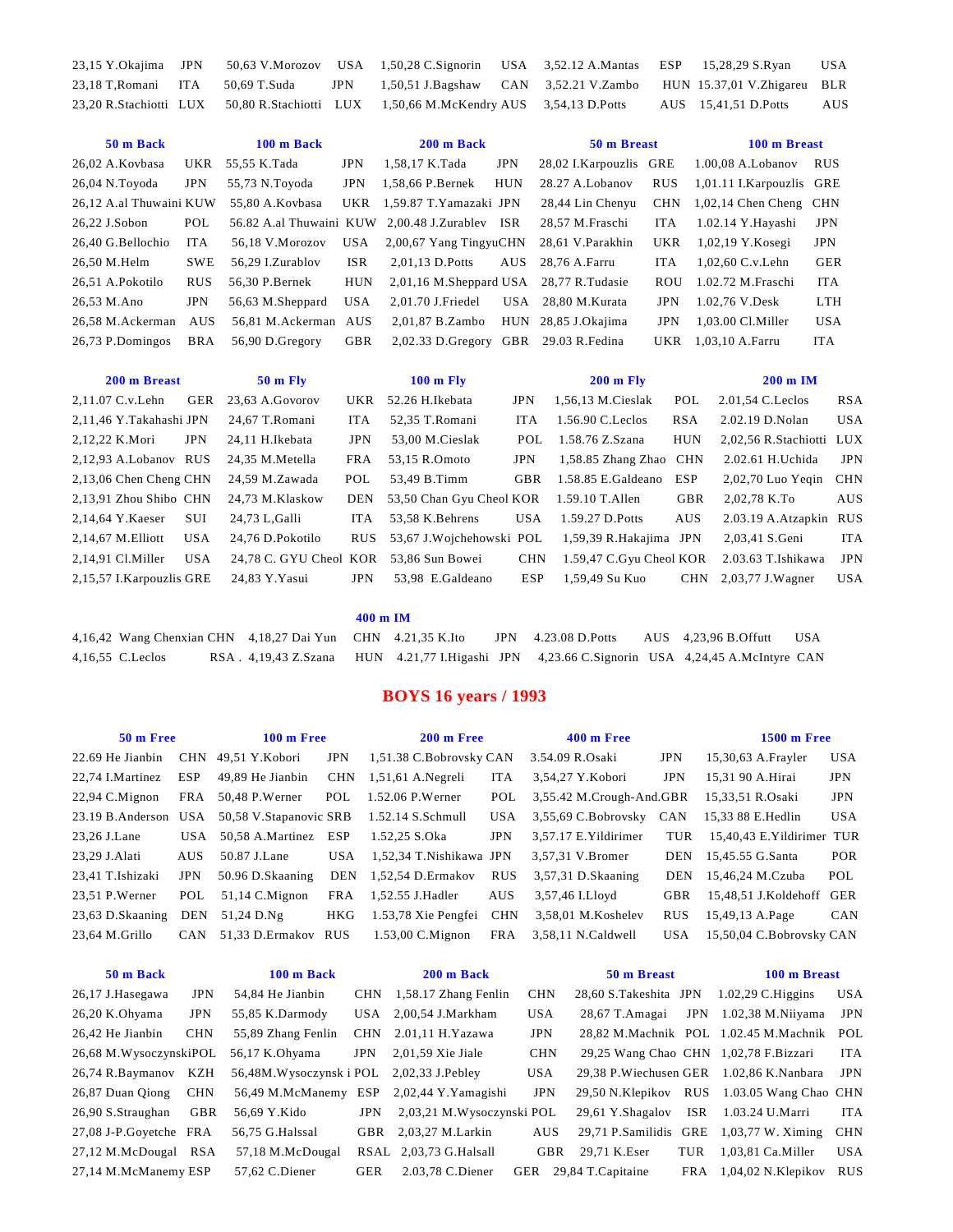| | | | | | | | | | |
|---|---|---|---|---|---|---|---|---|---|
| 23,15 Y.Okajima | JPN | 50,63 V.Morozov | USA | 1,50,28 C.Signorin | USA | 3,52.12 A.Mantas | ESP | 15,28,29 S.Ryan | USA |
| 23,18 T,Romani | ITA | 50,69 T.Suda | JPN | 1,50,51 J.Bagshaw | CAN | 3,52.21 V.Zambo | HUN | 15.37,01 V.Zhigareu | BLR |
| 23,20 R.Stachiotti | LUX | 50,80 R.Stachiotti | LUX | 1,50,66 M.McKendry | AUS | 3,54,13 D.Potts | AUS | 15,41,51 D.Potts | AUS |

| 50 m Back | | 100 m Back | | 200 m Back | | 50 m Breast | | 100 m Breast | |
|---|---|---|---|---|---|---|---|---|---|
| 26,02 A.Kovbasa | UKR | 55,55 K.Tada | JPN | 1,58,17 K.Tada | JPN | 28,02 I.Karpouzlis | GRE | 1.00,08 A.Lobanov | RUS |
| 26,04 N.Toyoda | JPN | 55,73 N.Toyoda | JPN | 1,58,66 P.Bernek | HUN | 28.27 A.Lobanov | RUS | 1,01.11 I.Karpouzlis | GRE |
| 26,12 A.al Thuwaini | KUW | 55,80 A.Kovbasa | UKR | 1,59.87 T.Yamazaki | JPN | 28,44 Lin Chenyu | CHN | 1,02,14 Chen Cheng | CHN |
| 26,22 J.Sobon | POL | 56.82 A.al Thuwaini | KUW | 2,00.48 J.Zurablev | ISR | 28,57 M.Fraschi | ITA | 1.02.14 Y.Hayashi | JPN |
| 26,40 G.Bellochio | ITA | 56,18 V.Morozov | USA | 2,00,67 Yang Tingyu | CHN | 28,61 V.Parakhin | UKR | 1,02,19 Y.Kosegi | JPN |
| 26,50 M.Helm | SWE | 56,29 J.Zurablov | ISR | 2,01,13 D.Potts | AUS | 28,76 A.Farru | ITA | 1,02,60 C.v.Lehn | GER |
| 26,51 A.Pokotilo | RUS | 56,30 P.Bernek | HUN | 2,01,16 M.Sheppard | USA | 28,77 R.Tudasie | ROU | 1.02.72 M.Fraschi | ITA |
| 26,53 M.Ano | JPN | 56,63 M.Sheppard | USA | 2,01.70 J.Friedel | USA | 28,80 M.Kurata | JPN | 1.02,76 V.Desk | LTH |
| 26,58 M.Ackerman | AUS | 56,81 M.Ackerman | AUS | 2,01,87 B.Zambo | HUN | 28,85 J.Okajima | JPN | 1,03.00 Cl.Miller | USA |
| 26,73 P.Domingos | BRA | 56,90 D.Gregory | GBR | 2,02.33 D.Gregory | GBR | 29.03 R.Fedina | UKR | 1,03,10 A.Farru | ITA |

| 200 m Breast | | 50 m Fly | | 100 m Fly | | 200 m Fly | | 200 m IM | |
|---|---|---|---|---|---|---|---|---|---|
| 2,11.07 C.v.Lehn | GER | 23,63 A.Govorov | UKR | 52.26 H.Ikebata | JPN | 1,56,13 M.Cieslak | POL | 2.01,54 C.Leclos | RSA |
| 2,11,46 Y.Takahashi | JPN | 24,67 T.Romani | ITA | 52,35 T.Romani | ITA | 1.56.90 C.Leclos | RSA | 2.02.19 D.Nolan | USA |
| 2,12,22 K.Mori | JPN | 24,11 H.Ikebata | JPN | 53,00 M.Cieslak | POL | 1.58.76 Z.Szana | HUN | 2,02,56 R.Stachiotti | LUX |
| 2,12,93 A.Lobanov | RUS | 24,35 M.Metella | FRA | 53,15 R.Omoto | JPN | 1,58.85 Zhang Zhao | CHN | 2.02.61 H.Uchida | JPN |
| 2,13,06 Chen Cheng | CHN | 24,59 M.Zawada | POL | 53,49 B.Timm | GBR | 1.58.85 E.Galdeano | ESP | 2,02,70 Luo Yeqin | CHN |
| 2,13,91 Zhou Shibo | CHN | 24,73 M.Klaskow | DEN | 53,50 Chan Gyu Cheol | KOR | 1.59.10 T.Allen | GBR | 2,02,78 K.To | AUS |
| 2,14,64 Y.Kaeser | SUI | 24,73 L,Galli | ITA | 53,58 K.Behrens | USA | 1.59.27 D.Potts | AUS | 2.03.19 A.Atzapkin | RUS |
| 2,14,67 M.Elliott | USA | 24,76 D.Pokotilo | RUS | 53,67 J.Wojchehowski | POL | 1,59,39 R.Hakajima | JPN | 2,03,41 S.Geni | ITA |
| 2,14,91 Cl.Miller | USA | 24,78 C. GYU Cheol | KOR | 53,86 Sun Bowei | CHN | 1.59,47 C.Gyu Cheol | KOR | 2.03.63 T.Ishikawa | JPN |
| 2,15,57 I.Karpouzlis | GRE | 24,83 Y.Yasui | JPN | 53,98 E.Galdeano | ESP | 1,59,49 Su Kuo | CHN | 2,03,77 J.Wagner | USA |

**400 m IM**

| | | | | | | | | | |
|---|---|---|---|---|---|---|---|---|---|
| 4,16,42 Wang Chenxian | CHN | 4,18,27 Dai Yun | CHN | 4.21,35 K.Ito | JPN | 4.23.08 D.Potts | AUS | 4,23,96 B.Offutt | USA |
| 4,16,55 C.Leclos | RSA . | 4,19,43 Z.Szana | HUN | 4.21,77 I.Higashi | JPN | 4.23.66 C.Signorin | USA | 4,24,45 A.McIntyre | CAN |

## BOYS 16 years / 1993

| 50 m Free | | 100 m Free | | 200 m Free | | 400 m Free | | 1500 m Free | |
|---|---|---|---|---|---|---|---|---|---|
| 22.69 He Jianbin | CHN | 49,51 Y.Kobori | JPN | 1,51.38 C.Bobrovsky | CAN | 3.54.09 R.Osaki | JPN | 15,30,63 A.Frayler | USA |
| 22,74 I.Martinez | ESP | 49,89 He Jianbin | CHN | 1,51,61 A.Negreli | ITA | 3,54,27 Y.Kobori | JPN | 15,31 90 A.Hirai | JPN |
| 22,94 C.Mignon | FRA | 50,48 P.Werner | POL | 1.52.06 P.Werner | POL | 3,55.42 M.Crough-And. | GBR | 15,33,51 R.Osaki | JPN |
| 23.19 B.Anderson | USA | 50,58 V.Stapanovic | SRB | 1.52.14 S.Schmull | USA | 3,55,69 C.Bobrovsky | CAN | 15,33 88 E.Hedlin | USA |
| 23,26 J.Lane | USA | 50,58 A.Martinez | ESP | 1.52,25 S.Oka | JPN | 3,57.17 E.Yildirimer | TUR | 15,40,43 E.Yildirimer | TUR |
| 23,29 J.Alati | AUS | 50.87 J.Lane | USA | 1,52,34 T.Nishikawa | JPN | 3,57,31 V.Bromer | DEN | 15.45.55 G.Santa | POR |
| 23,41 T.Ishizaki | JPN | 50.96 D.Skaaning | DEN | 1,52,54 D.Ermakov | RUS | 3,57,31 D.Skaaning | DEN | 15,46,24 M.Czuba | POL |
| 23,51 P.Werner | POL | 51,14 C.Mignon | FRA | 1,52.55 J.Hadler | AUS | 3,57,46 I.Lloyd | GBR | 15,48,51 J.Koldehoff | GER |
| 23,63 D.Skaaning | DEN | 51,24 D.Ng | HKG | 1.53,78 Xie Pengfei | CHN | 3,58,01 M.Koshelev | RUS | 15,49,13 A.Page | CAN |
| 23,64 M.Grillo | CAN | 51,33 D.Ermakov | RUS | 1.53,00 C.Mignon | FRA | 3,58,11 N.Caldwell | USA | 15,50,04 C.Bobrovsky | CAN |

| 50 m Back | | 100 m Back | | 200 m Back | | 50 m Breast | | 100 m Breast | |
|---|---|---|---|---|---|---|---|---|---|
| 26,17 J.Hasegawa | JPN | 54,84 He Jianbin | CHN | 1,58.17 Zhang Fenlin | CHN | 28,60 S.Takeshita | JPN | 1.02,29 C.Higgins | USA |
| 26,20 K.Ohyama | JPN | 55,85 K.Darmody | USA | 2,00,54 J.Markham | USA | 28,67 T.Amagai | JPN | 1.02,38 M.Niiyama | JPN |
| 26,42 He Jianbin | CHN | 55,89 Zhang Fenlin | CHN | 2.01,11 H.Yazawa | JPN | 28,82 M.Machnik | POL | 1.02.45 M.Machnik | POL |
| 26,68 M.Wysoczynski | POL | 56,17 K.Ohyama | JPN | 2,01,59 Xie Jiale | CHN | 29,25 Wang Chao | CHN | 1,02,78 F.Bizzari | ITA |
| 26,74 R.Baymanov | KZH | 56,48M.Wysoczynsk i | POL | 2,02,33 J.Pebley | USA | 29,38 P.Wiechusen | GER | 1.02,86 K.Nanbara | JPN |
| 26,87 Duan Qiong | CHN | 56,49 M.McManemy | ESP | 2,02,44 Y.Yamagishi | JPN | 29,50 N.Klepikov | RUS | 1.03.05 Wang Chao | CHN |
| 26,90 S.Straughan | GBR | 56,69 Y.Kido | JPN | 2,03,21 M.Wysoczynski | POL | 29,61 Y.Shagalov | ISR | 1.03.24 U.Marri | ITA |
| 27,08 J-P.Goyetche | FRA | 56,75 G.Halssal | GBR | 2,03,27 M.Larkin | AUS | 29,71 P.Samilidis | GRE | 1,03,77 W. Ximing | CHN |
| 27,12 M.McDougal | RSA | 57,18 M.McDougal | RSAL | 2,03,73 G.Halsall | GBR | 29,71 K.Eser | TUR | 1,03,81 Ca.Miller | USA |
| 27,14 M.McManemy | ESP | 57,62 C.Diener | GER | 2.03,78 C.Diener | GER | 29,84 T.Capitaine | FRA | 1,04,02 N.Klepikov | RUS |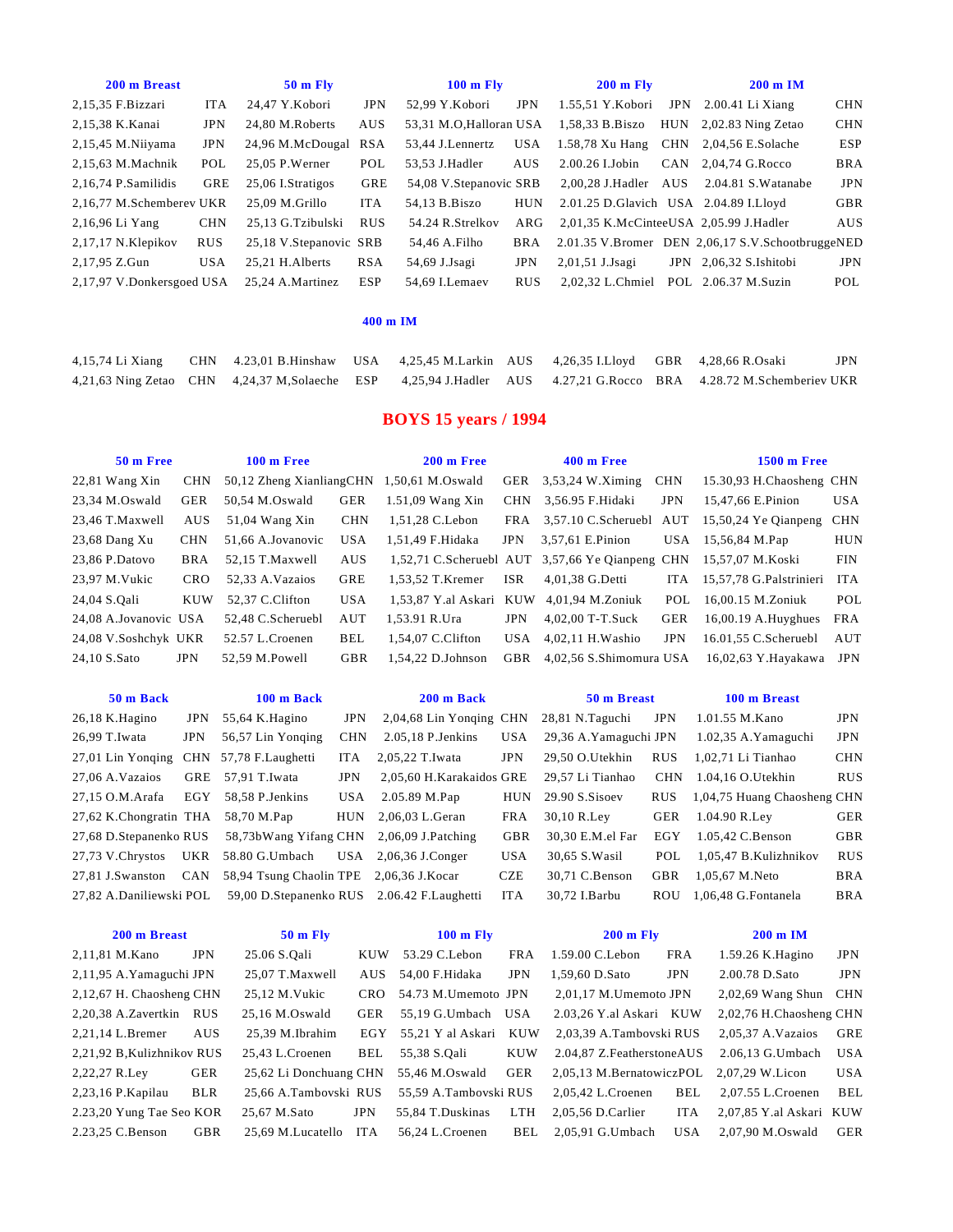| 200 m Breast | | 50 m Fly | | 100 m Fly | | 200 m Fly | | 200 m IM | |
|---|---|---|---|---|---|---|---|---|---|
| 2,15,35 F.Bizzari | ITA | 24,47 Y.Kobori | JPN | 52,99 Y.Kobori | JPN | 1.55,51 Y.Kobori | JPN | 2.00.41 Li Xiang | CHN |
| 2,15,38 K.Kanai | JPN | 24,80 M.Roberts | AUS | 53,31 M.O,Halloran | USA | 1,58,33 B.Biszo | HUN | 2,02.83 Ning Zetao | CHN |
| 2,15,45 M.Niiyama | JPN | 24,96 M.McDougal | RSA | 53,44 J.Lennertz | USA | 1.58,78 Xu Hang | CHN | 2,04,56 E.Solache | ESP |
| 2,15,63 M.Machnik | POL | 25,05 P.Werner | POL | 53,53 J.Hadler | AUS | 2.00.26 I.Jobin | CAN | 2,04,74 G.Rocco | BRA |
| 2,16,74 P.Samilidis | GRE | 25,06 I.Stratigos | GRE | 54,08 V.Stepanovic | SRB | 2,00,28 J.Hadler | AUS | 2.04.81 S.Watanabe | JPN |
| 2,16,77 M.Schemberev | UKR | 25,09 M.Grillo | ITA | 54,13 B.Biszo | HUN | 2.01.25 D.Glavich | USA | 2.04.89 I.Lloyd | GBR |
| 2,16,96 Li Yang | CHN | 25,13 G.Tzibulski | RUS | 54.24 R.Strelkov | ARG | 2,01,35 K.McCintee | USA | 2,05.99 J.Hadler | AUS |
| 2,17,17 N.Klepikov | RUS | 25,18 V.Stepanovic | SRB | 54,46 A.Filho | BRA | 2.01.35 V.Bromer | DEN | 2,06,17 S.V.Schootbrugge | NED |
| 2,17,95 Z.Gun | USA | 25,21 H.Alberts | RSA | 54,69 J.Jsagi | JPN | 2,01,51 J.Jsagi | JPN | 2,06,32 S.Ishitobi | JPN |
| 2,17,97 V.Donkersgoed | USA | 25,24 A.Martinez | ESP | 54,69 I.Lemaev | RUS | 2,02,32 L.Chmiel | POL | 2.06.37 M.Suzin | POL |

### 400 m IM

| | | | | | | | | | |
|---|---|---|---|---|---|---|---|---|---|
| 4,15,74 Li Xiang | CHN | 4.23,01 B.Hinshaw | USA | 4,25,45 M.Larkin | AUS | 4,26,35 I.Lloyd | GBR | 4,28,66 R.Osaki | JPN |
| 4,21,63 Ning Zetao | CHN | 4,24,37 M,Solaeche | ESP | 4,25,94 J.Hadler | AUS | 4.27,21 G.Rocco | BRA | 4.28.72 M.Schemberiev | UKR |

## BOYS 15 years / 1994

| 50 m Free | | 100 m Free | | 200 m Free | | 400 m Free | | 1500 m Free | |
|---|---|---|---|---|---|---|---|---|---|
| 22,81 Wang Xin | CHN | 50,12 Zheng Xianliang | CHN | 1,50,61 M.Oswald | GER | 3,53,24 W.Ximing | CHN | 15.30,93 H.Chaosheng | CHN |
| 23,34 M.Oswald | GER | 50,54 M.Oswald | GER | 1.51,09 Wang Xin | CHN | 3,56.95 F.Hidaki | JPN | 15,47,66 E.Pinion | USA |
| 23,46 T.Maxwell | AUS | 51,04 Wang Xin | CHN | 1,51,28 C.Lebon | FRA | 3,57.10 C.Scheruebl | AUT | 15,50,24 Ye Qianpeng | CHN |
| 23,68 Dang Xu | CHN | 51,66 A.Jovanovic | USA | 1,51,49 F.Hidaka | JPN | 3,57,61 E.Pinion | USA | 15,56,84 M.Pap | HUN |
| 23,86 P.Datovo | BRA | 52,15 T.Maxwell | AUS | 1,52,71 C.Scheruebl | AUT | 3,57,66 Ye Qianpeng | CHN | 15,57,07 M.Koski | FIN |
| 23,97 M.Vukic | CRO | 52,33 A.Vazaios | GRE | 1,53,52 T.Kremer | ISR | 4,01,38 G.Detti | ITA | 15,57,78 G.Palstrinieri | ITA |
| 24,04 S.Qali | KUW | 52,37 C.Clifton | USA | 1,53,87 Y.al Askari | KUW | 4,01,94 M.Zoniuk | POL | 16,00.15 M.Zoniuk | POL |
| 24,08 A.Jovanovic | USA | 52,48 C.Scheruebl | AUT | 1,53.91 R.Ura | JPN | 4,02,00 T-T.Suck | GER | 16,00.19 A.Huyghues | FRA |
| 24,08 V.Soshchyk | UKR | 52.57 L.Croenen | BEL | 1,54,07 C.Clifton | USA | 4,02,11 H.Washio | JPN | 16.01,55 C.Scheruebl | AUT |
| 24,10 S.Sato | JPN | 52,59 M.Powell | GBR | 1,54,22 D.Johnson | GBR | 4,02,56 S.Shimomura | USA | 16,02,63 Y.Hayakawa | JPN |

| 50 m Back | | 100 m Back | | 200 m Back | | 50 m Breast | | 100 m Breast | |
|---|---|---|---|---|---|---|---|---|---|
| 26,18 K.Hagino | JPN | 55,64 K.Hagino | JPN | 2,04,68 Lin Yonqing | CHN | 28,81 N.Taguchi | JPN | 1.01.55 M.Kano | JPN |
| 26,99 T.Iwata | JPN | 56,57 Lin Yonqing | CHN | 2.05,18 P.Jenkins | USA | 29,36 A.Yamaguchi | JPN | 1.02,35 A.Yamaguchi | JPN |
| 27,01 Lin Yonqing | CHN | 57,78 F.Laughetti | ITA | 2,05,22 T.Iwata | JPN | 29,50 O.Utekhin | RUS | 1,02,71 Li Tianhao | CHN |
| 27,06 A.Vazaios | GRE | 57,91 T.Iwata | JPN | 2,05,60 H.Karakaidos | GRE | 29,57 Li Tianhao | CHN | 1.04,16 O.Utekhin | RUS |
| 27,15 O.M.Arafa | EGY | 58,58 P.Jenkins | USA | 2.05.89 M.Pap | HUN | 29.90 S.Sisoev | RUS | 1,04,75 Huang Chaosheng | CHN |
| 27,62 K.Chongratin | THA | 58,70 M.Pap | HUN | 2,06,03 L.Geran | FRA | 30,10 R.Ley | GER | 1.04.90 R.Ley | GER |
| 27,68 D.Stepanenko | RUS | 58,73bWang Yifang | CHN | 2,06,09 J.Patching | GBR | 30,30 E.M.el Far | EGY | 1.05,42 C.Benson | GBR |
| 27,73 V.Chrystos | UKR | 58.80 G.Umbach | USA | 2,06,36 J.Conger | USA | 30,65 S.Wasil | POL | 1,05,47 B.Kulizhnikov | RUS |
| 27,81 J.Swanston | CAN | 58,94 Tsung Chaolin | TPE | 2,06,36 J.Kocar | CZE | 30,71 C.Benson | GBR | 1,05,67 M.Neto | BRA |
| 27,82 A.Daniliewski | POL | 59,00 D.Stepanenko | RUS | 2.06.42 F.Laughetti | ITA | 30,72 I.Barbu | ROU | 1,06,48 G.Fontanela | BRA |

| 200 m Breast | | 50 m Fly | | 100 m Fly | | 200 m Fly | | 200 m IM | |
|---|---|---|---|---|---|---|---|---|---|
| 2,11,81 M.Kano | JPN | 25.06 S.Qali | KUW | 53.29 C.Lebon | FRA | 1.59.00 C.Lebon | FRA | 1.59.26 K.Hagino | JPN |
| 2,11,95 A.Yamaguchi | JPN | 25,07 T.Maxwell | AUS | 54,00 F.Hidaka | JPN | 1,59,60 D.Sato | JPN | 2.00.78 D.Sato | JPN |
| 2,12,67 H. Chaosheng | CHN | 25,12 M.Vukic | CRO | 54.73 M.Umemoto | JPN | 2,01,17 M.Umemoto | JPN | 2,02,69 Wang Shun | CHN |
| 2,20,38 A.Zavertkin | RUS | 25,16 M.Oswald | GER | 55,19 G.Umbach | USA | 2.03,26 Y.al Askari | KUW | 2,02,76 H.Chaosheng | CHN |
| 2,21,14 L.Bremer | AUS | 25,39 M.Ibrahim | EGY | 55,21 Y al Askari | KUW | 2,03,39 A.Tambovski | RUS | 2,05,37 A.Vazaios | GRE |
| 2,21,92 B,Kulizhnikov | RUS | 25,43 L.Croenen | BEL | 55,38 S.Qali | KUW | 2.04,87 Z.Featherstone | AUS | 2.06,13 G.Umbach | USA |
| 2,22,27 R.Ley | GER | 25,62 Li Donchuang | CHN | 55,46 M.Oswald | GER | 2,05,13 M.Bernatowicz | POL | 2,07,29 W.Licon | USA |
| 2,23,16 P.Kapilau | BLR | 25,66 A.Tambovski | RUS | 55,59 A.Tambovski | RUS | 2,05,42 L.Croenen | BEL | 2,07.55 L.Croenen | BEL |
| 2.23,20 Yung Tae Seo | KOR | 25,67 M.Sato | JPN | 55,84 T.Duskinas | LTH | 2,05,56 D.Carlier | ITA | 2,07,85 Y.al Askari | KUW |
| 2.23,25 C.Benson | GBR | 25,69 M.Lucatello | ITA | 56,24 L.Croenen | BEL | 2,05,91 G.Umbach | USA | 2,07,90 M.Oswald | GER |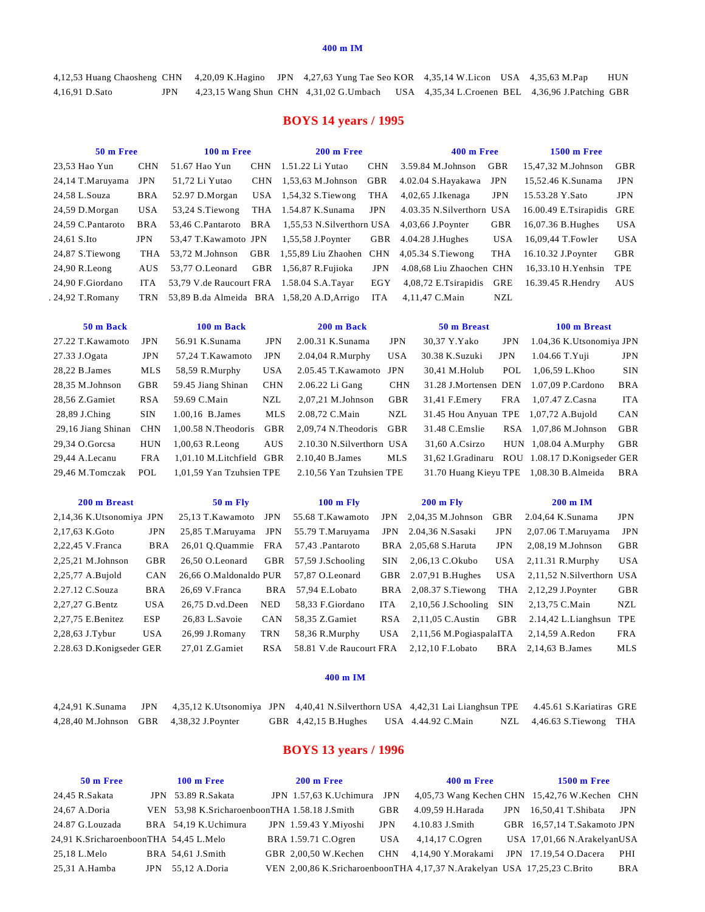### 400 m IM

| | | | | |
|---|---|---|---|---|
| 4,12,53 Huang Chaosheng CHN | 4,20,09 K.Hagino JPN | 4,27,63 Yung Tae Seo KOR | 4,35,14 W.Licon USA | 4,35,63 M.Pap HUN |
| 4,16,91 D.Sato JPN | 4,23,15 Wang Shun CHN | 4,31,02 G.Umbach USA | 4,35,34 L.Croenen BEL | 4,36,96 J.Patching GBR |

## BOYS 14 years / 1995

| 50 m Free | 100 m Free | 200 m Free | 400 m Free | 1500 m Free |
|---|---|---|---|---|
| 23,53 Hao Yun CHN | 51.67 Hao Yun CHN | 1.51.22 Li Yutao CHN | 3.59.84 M.Johnson GBR | 15,47,32 M.Johnson GBR |
| 24,14 T.Maruyama JPN | 51,72 Li Yutao CHN | 1,53,63 M.Johnson GBR | 4.02.04 S.Hayakawa JPN | 15,52.46 K.Sunama JPN |
| 24,58 L.Souza BRA | 52.97 D.Morgan USA | 1,54,32 S.Tiewong THA | 4,02,65 J.Ikenaga JPN | 15.53.28 Y.Sato JPN |
| 24,59 D.Morgan USA | 53,24 S.Tiewong THA | 1.54.87 K.Sunama JPN | 4.03.35 N.Silverthorn USA | 16.00.49 E.Tsirapidis GRE |
| 24,59 C.Pantaroto BRA | 53,46 C.Pantaroto BRA | 1,55,53 N.Silverthorn USA | 4,03,66 J.Poynter GBR | 16,07.36 B.Hughes USA |
| 24,61 S.Ito JPN | 53,47 T.Kawamoto JPN | 1,55,58 J.Poynter GBR | 4.04.28 J.Hughes USA | 16,09,44 T.Fowler USA |
| 24,87 S.Tiewong THA | 53,72 M.Johnson GBR | 1,55,89 Liu Zhaohen CHN | 4,05.34 S.Tiewong THA | 16.10.32 J.Poynter GBR |
| 24,90 R.Leong AUS | 53,77 O.Leonard GBR | 1,56,87 R.Fujioka JPN | 4.08,68 Liu Zhaochen CHN | 16,33.10 H.Yenhsin TPE |
| 24,90 F.Giordano ITA | 53,79 V.de Raucourt FRA | 1.58.04 S.A.Tayar EGY | 4,08,72 E.Tsirapidis GRE | 16.39.45 R.Hendry AUS |
| . 24,92 T.Romany TRN | 53,89 B.da Almeida BRA | 1,58,20 A.D,Arrigo ITA | 4,11,47 C.Main NZL | |

| 50 m Back | 100 m Back | 200 m Back | 50 m Breast | 100 m Breast |
|---|---|---|---|---|
| 27.22 T.Kawamoto JPN | 56.91 K.Sunama JPN | 2.00.31 K.Sunama JPN | 30,37 Y.Yako JPN | 1.04,36 K.Utsonomiya JPN |
| 27.33 J.Ogata JPN | 57,24 T.Kawamoto JPN | 2.04,04 R.Murphy USA | 30.38 K.Suzuki JPN | 1.04.66 T.Yuji JPN |
| 28,22 B.James MLS | 58,59 R.Murphy USA | 2.05.45 T.Kawamoto JPN | 30,41 M.Holub POL | 1,06,59 L.Khoo SIN |
| 28,35 M.Johnson GBR | 59.45 Jiang Shinan CHN | 2.06.22 Li Gang CHN | 31.28 J.Mortensen DEN | 1.07,09 P.Cardono BRA |
| 28,56 Z.Gamiet RSA | 59.69 C.Main NZL | 2,07,21 M.Johnson GBR | 31,41 F.Emery FRA | 1,07.47 Z.Casna ITA |
| 28,89 J.Ching SIN | 1.00,16 B.James MLS | 2.08,72 C.Main NZL | 31.45 Hou Anyuan TPE | 1,07,72 A.Bujold CAN |
| 29,16 Jiang Shinan CHN | 1,00.58 N.Theodoris GBR | 2,09,74 N.Theodoris GBR | 31.48 C.Emslie RSA | 1,07,86 M.Johnson GBR |
| 29,34 O.Gorcsa HUN | 1,00,63 R.Leong AUS | 2.10.30 N.Silverthorn USA | 31,60 A.Csirzo HUN | 1,08.04 A.Murphy GBR |
| 29,44 A.Lecanu FRA | 1,01,10 M.Litchfield GBR | 2.10,40 B.James MLS | 31,62 I.Gradinaru ROU | 1.08.17 D.Konigseder GER |
| 29,46 M.Tomczak POL | 1,01,59 Yan Tzuhsien TPE | 2.10,56 Yan Tzuhsien TPE | 31.70 Huang Kieyu TPE | 1,08.30 B.Almeida BRA |

| 200 m Breast | 50 m Fly | 100 m Fly | 200 m Fly | 200 m IM |
|---|---|---|---|---|
| 2,14,36 K.Utsonomiya JPN | 25,13 T.Kawamoto JPN | 55.68 T.Kawamoto JPN | 2,04,35 M.Johnson GBR | 2.04,64 K.Sunama JPN |
| 2,17,63 K.Goto JPN | 25,85 T.Maruyama JPN | 55.79 T.Maruyama JPN | 2.04,36 S.Sasaki JPN | 2,07.06 T.Maruyama JPN |
| 2,22,45 V.Franca BRA | 26,01 Q.Quammie FRA | 57,43 .Pantaroto BRA | 2,05,68 S.Haruta JPN | 2,08,19 M.Johnson GBR |
| 2,25,21 M.Johnson GBR | 26,50 O.Leonard GBR | 57,59 J.Schooling SIN | 2,06,13 C.Okubo USA | 2,11.31 R.Murphy USA |
| 2,25,77 A.Bujold CAN | 26,66 O.Maldonaldo PUR | 57,87 O.Leonard GBR | 2.07,91 B.Hughes USA | 2,11,52 N.Silverthorn USA |
| 2.27.12 C.Souza BRA | 26,69 V.Franca BRA | 57,94 E.Lobato BRA | 2,08.37 S.Tiewong THA | 2,12,29 J.Poynter GBR |
| 2,27,27 G.Bentz USA | 26,75 D.vd.Deen NED | 58,33 F.Giordano ITA | 2,10,56 J.Schooling SIN | 2,13,75 C.Main NZL |
| 2,27,75 E.Benitez ESP | 26,83 L.Savoie CAN | 58,35 Z.Gamiet RSA | 2,11,05 C.Austin GBR | 2.14,42 L.Lianghsun TPE |
| 2,28,63 J.Tybur USA | 26,99 J.Romany TRN | 58,36 R.Murphy USA | 2,11,56 M.PogiaspalaITA | 2,14,59 A.Redon FRA |
| 2.28.63 D.Konigseder GER | 27,01 Z.Gamiet RSA | 58.81 V.de Raucourt FRA | 2,12,10 F.Lobato BRA | 2,14,63 B.James MLS |

### 400 m IM

| | | | | |
|---|---|---|---|---|
| 4,24,91 K.Sunama JPN | 4,35,12 K.Utsonomiya JPN | 4,40,41 N.Silverthorn USA | 4,42,31 Lai Lianghsun TPE | 4.45.61 S.Kariatiras GRE |
| 4,28,40 M.Johnson GBR | 4,38,32 J.Poynter GBR | 4,42,15 B.Hughes USA | 4.44.92 C.Main NZL | 4,46.63 S.Tiewong THA |

## BOYS 13 years / 1996

| 50 m Free | 100 m Free | 200 m Free | 400 m Free | 1500 m Free |
|---|---|---|---|---|
| 24,45 R.Sakata JPN | 53.89 R.Sakata JPN | 1.57,63 K.Uchimura JPN | 4,05,73 Wang Kechen CHN | 15,42,76 W.Kechen CHN |
| 24,67 A.Doria VEN | 53,98 K.SricharoenboonTHA | 1.58.18 J.Smith GBR | 4.09,59 H.Harada JPN | 16,50,41 T.Shibata JPN |
| 24.87 G.Louzada BRA | 54,19 K.Uchimura JPN | 1.59.43 Y.Miyoshi JPN | 4.10.83 J.Smith GBR | 16,57,14 T.Sakamoto JPN |
| 24,91 K.SricharoenboonTHA | 54,45 L.Melo BRA | 1.59.71 C.Ogren USA | 4,14,17 C.Ogren USA | 17,01,66 N.ArakelyanUSA |
| 25,18 L.Melo BRA | 54,61 J.Smith GBR | 2,00,50 W.Kechen CHN | 4,14,90 Y.Morakami JPN | 17.19,54 O.Dacera PHI |
| 25,31 A.Hamba JPN | 55,12 A.Doria VEN | 2,00,86 K.SricharoenboonTHA | 4,17,37 N.Arakelyan USA | 17,25,23 C.Brito BRA |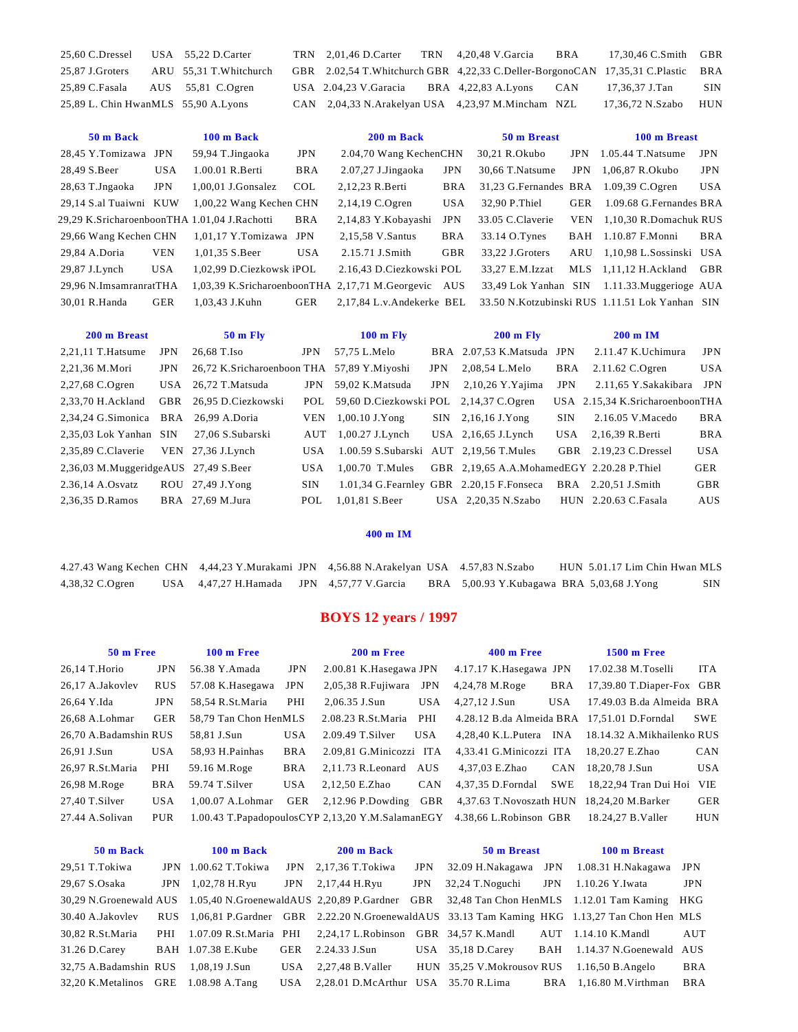| | | | | | | | | | |
|---|---|---|---|---|---|---|---|---|---|
| 25,60 C.Dressel | USA | 55,22 D.Carter | TRN | 2,01,46 D.Carter | TRN | 4,20,48 V.Garcia | BRA | 17,30,46 C.Smith | GBR |
| 25,87 J.Groters | ARU | 55,31 T.Whitchurch | GBR | 2.02,54 T.Whitchurch | GBR | 4,22,33 C.Deller-Borgono | CAN | 17,35,31 C.Plastic | BRA |
| 25,89 C.Fasala | AUS | 55,81 C.Ogren | USA | 2.04,23 V.Garacia | BRA | 4,22,83 A.Lyons | CAN | 17,36,37 J.Tan | SIN |
| 25,89 L. Chin Hwan | MLS | 55,90 A.Lyons | CAN | 2,04,33 N.Arakelyan | USA | 4,23,97 M.Mincham | NZL | 17,36,72 N.Szabo | HUN |

| 50 m Back | | 100 m Back | | 200 m Back | | 50 m Breast | | 100 m Breast | |
|---|---|---|---|---|---|---|---|---|---|
| 28,45 Y.Tomizawa | JPN | 59,94 T.Jingaoka | JPN | 2.04,70 Wang Kechen | CHN | 30,21 R.Okubo | JPN | 1.05.44 T.Natsume | JPN |
| 28,49 S.Beer | USA | 1.00.01 R.Berti | BRA | 2.07,27 J.Jingaoka | JPN | 30,66 T.Natsume | JPN | 1,06,87 R.Okubo | JPN |
| 28,63 T.Jngaoka | JPN | 1,00,01 J.Gonsalez | COL | 2,12,23 R.Berti | BRA | 31,23 G.Fernandes | BRA | 1.09,39 C.Ogren | USA |
| 29,14 S.al Tuaiwni | KUW | 1,00,22 Wang Kechen | CHN | 2,14,19 C.Ogren | USA | 32,90 P.Thiel | GER | 1.09.68 G.Fernandes | BRA |
| 29,29 K.Sricharoenboon | THA | 1.01,04 J.Rachotti | BRA | 2,14,83 Y.Kobayashi | JPN | 33.05 C.Claverie | VEN | 1,10,30 R.Domachuk | RUS |
| 29,66 Wang Kechen | CHN | 1,01,17 Y.Tomizawa | JPN | 2,15,58 V.Santus | BRA | 33.14 O.Tynes | BAH | 1.10.87 F.Monni | BRA |
| 29,84 A.Doria | VEN | 1,01,35 S.Beer | USA | 2.15.71 J.Smith | GBR | 33,22 J.Groters | ARU | 1,10,98 L.Sossinski | USA |
| 29,87 J.Lynch | USA | 1,02,99 D.Ciezkowsk | POL | 2.16,43 D.Ciezkowski | POL | 33,27 E.M.Izzat | MLS | 1,11,12 H.Ackland | GBR |
| 29,96 N.Imsamranrat | THA | 1,03,39 K.Sricharoenboon | THA | 2,17,71 M.Georgevic | AUS | 33,49 Lok Yanhan | SIN | 1.11.33.Muggerioge | AUA |
| 30,01 R.Handa | GER | 1,03,43 J.Kuhn | GER | 2,17,84 L.v.Andekerke | BEL | 33.50 N.Kotzubinski | RUS | 1.11.51 Lok Yanhan | SIN |

| 200 m Breast | | 50 m Fly | | 100 m Fly | | 200 m Fly | | 200 m IM | |
|---|---|---|---|---|---|---|---|---|---|
| 2,21,11 T.Hatsume | JPN | 26,68 T.Iso | JPN | 57,75 L.Melo | BRA | 2.07,53 K.Matsuda | JPN | 2.11.47 K.Uchimura | JPN |
| 2,21,36 M.Mori | JPN | 26,72 K.Sricharoenboon | THA | 57,89 Y.Miyoshi | JPN | 2,08,54 L.Melo | BRA | 2.11.62 C.Ogren | USA |
| 2,27,68 C.Ogren | USA | 26,72 T.Matsuda | JPN | 59,02 K.Matsuda | JPN | 2,10,26 Y.Yajima | JPN | 2.11,65 Y.Sakakibara | JPN |
| 2,33,70 H.Ackland | GBR | 26,95 D.Ciezkowski | POL | 59,60 D.Ciezkowski | POL | 2,14,37 C.Ogren | USA | 2.15,34 K.Sricharoenboon | THA |
| 2,34,24 G.Simonica | BRA | 26,99 A.Doria | VEN | 1,00.10 J.Yong | SIN | 2,16,16 J.Yong | SIN | 2.16.05 V.Macedo | BRA |
| 2,35,03 Lok Yanhan | SIN | 27,06 S.Subarski | AUT | 1,00.27 J.Lynch | USA | 2,16,65 J.Lynch | USA | 2,16,39 R.Berti | BRA |
| 2,35,89 C.Claverie | VEN | 27,36 J.Lynch | USA | 1.00.59 S.Subarski | AUT | 2,19,56 T.Mules | GBR | 2.19,23 C.Dressel | USA |
| 2,36,03 M.Muggeridge | AUS | 27,49 S.Beer | USA | 1,00.70 T.Mules | GBR | 2,19,65 A.A.Mohamed | EGY | 2.20.28 P.Thiel | GER |
| 2.36,14 A.Osvatz | ROU | 27,49 J.Yong | SIN | 1.01,34 G.Fearnley | GBR | 2.20,15 F.Fonseca | BRA | 2.20,51 J.Smith | GBR |
| 2,36,35 D.Ramos | BRA | 27,69 M.Jura | POL | 1,01,81 S.Beer | USA | 2,20,35 N.Szabo | HUN | 2.20.63 C.Fasala | AUS |

**400 m IM**

| | | | | | | | | | |
|---|---|---|---|---|---|---|---|---|---|
| 4.27.43 Wang Kechen | CHN | 4,44,23 Y.Murakami | JPN | 4,56.88 N.Arakelyan | USA | 4.57,83 N.Szabo | HUN | 5.01.17 Lim Chin Hwan | MLS |
| 4,38,32 C.Ogren | USA | 4,47,27 H.Hamada | JPN | 4,57,77 V.Garcia | BRA | 5,00.93 Y.Kubagawa | BRA | 5,03,68 J.Yong | SIN |

## BOYS 12 years / 1997

| 50 m Free | | 100 m Free | | 200 m Free | | 400 m Free | | 1500 m Free | |
|---|---|---|---|---|---|---|---|---|---|
| 26,14 T.Horio | JPN | 56.38 Y.Amada | JPN | 2.00.81 K.Hasegawa | JPN | 4.17.17 K.Hasegawa | JPN | 17.02.38 M.Toselli | ITA |
| 26,17 A.Jakovlev | RUS | 57.08 K.Hasegawa | JPN | 2,05,38 R.Fujiwara | JPN | 4,24,78 M.Roge | BRA | 17,39.80 T.Diaper-Fox | GBR |
| 26,64 Y.Ida | JPN | 58,54 R.St.Maria | PHI | 2,06.35 J.Sun | USA | 4,27,12 J.Sun | USA | 17.49.03 B.da Almeida | BRA |
| 26,68 A.Lohmar | GER | 58,79 Tan Chon Hen | MLS | 2.08.23 R.St.Maria | PHI | 4.28.12 B.da Almeida | BRA | 17,51.01 D.Forndal | SWE |
| 26,70 A.Badamshin | RUS | 58,81 J.Sun | USA | 2.09.49 T.Silver | USA | 4,28,40 K.L.Putera | INA | 18.14.32 A.Mikhailenko | RUS |
| 26,91 J.Sun | USA | 58,93 H.Painhas | BRA | 2.09,81 G.Minicozzi | ITA | 4,33.41 G.Minicozzi | ITA | 18,20.27 E.Zhao | CAN |
| 26,97 R.St.Maria | PHI | 59.16 M.Roge | BRA | 2,11.73 R.Leonard | AUS | 4,37,03 E.Zhao | CAN | 18,20,78 J.Sun | USA |
| 26,98 M.Roge | BRA | 59.74 T.Silver | USA | 2,12,50 E.Zhao | CAN | 4,37,35 D.Forndal | SWE | 18,22,94 Tran Dui Hoi | VIE |
| 27,40 T.Silver | USA | 1,00.07 A.Lohmar | GER | 2,12.96 P.Dowding | GBR | 4,37.63 T.Novoszath | HUN | 18,24,20 M.Barker | GER |
| 27.44 A.Solivan | PUR | 1.00.43 T.Papadopoulos | CYP | 2,13,20 Y.M.Salaman | EGY | 4.38,66 L.Robinson | GBR | 18.24,27 B.Valler | HUN |

| 50 m Back | | 100 m Back | | 200 m Back | | 50 m Breast | | 100 m Breast | |
|---|---|---|---|---|---|---|---|---|---|
| 29,51 T.Tokiwa | JPN | 1.00.62 T.Tokiwa | JPN | 2,17,36 T.Tokiwa | JPN | 32.09 H.Nakagawa | JPN | 1.08.31 H.Nakagawa | JPN |
| 29,67 S.Osaka | JPN | 1,02,78 H.Ryu | JPN | 2,17,44 H.Ryu | JPN | 32,24 T.Noguchi | JPN | 1.10.26 Y.Iwata | JPN |
| 30,29 N.Groenewald | AUS | 1.05,40 N.Groenewald | AUS | 2,20,89 P.Gardner | GBR | 32,48 Tan Chon Hen | MLS | 1.12.01 Tam Kaming | HKG |
| 30.40 A.Jakovlev | RUS | 1,06,81 P.Gardner | GBR | 2.22.20 N.Groenewald | AUS | 33.13 Tam Kaming | HKG | 1.13,27 Tan Chon Hen | MLS |
| 30,82 R.St.Maria | PHI | 1.07.09 R.St.Maria | PHI | 2,24,17 L.Robinson | GBR | 34,57 K.Mandl | AUT | 1.14.10 K.Mandl | AUT |
| 31.26 D.Carey | BAH | 1.07.38 E.Kube | GER | 2.24.33 J.Sun | USA | 35,18 D.Carey | BAH | 1.14.37 N.Goenewald | AUS |
| 32,75 A.Badamshin | RUS | 1,08,19 J.Sun | USA | 2,27,48 B.Valler | HUN | 35,25 V.Mokrousov | RUS | 1.16,50 B.Angelo | BRA |
| 32,20 K.Metalinos | GRE | 1.08.98 A.Tang | USA | 2,28.01 D.McArthur | USA | 35.70 R.Lima | BRA | 1,16.80 M.Virthman | BRA |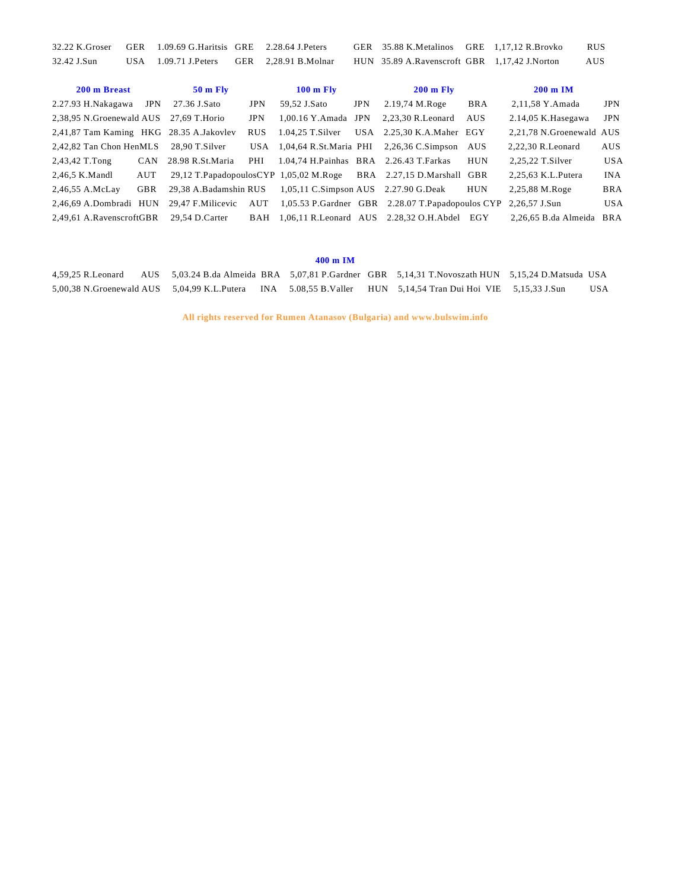| | | | | | | | | | |
|---|---|---|---|---|---|---|---|---|---|
| 32.22 K.Groser | GER | 1.09.69 G.Haritsis | GRE | 2.28.64 J.Peters | GER | 35.88 K.Metalinos | GRE | 1,17,12 R.Brovko | RUS |
| 32.42 J.Sun | USA | 1.09.71 J.Peters | GER | 2,28.91 B.Molnar | HUN | 35.89 A.Ravenscroft | GBR | 1,17,42 J.Norton | AUS |

| 200 m Breast | | 50 m Fly | | 100 m Fly | | 200 m Fly | | 200 m IM | |
|---|---|---|---|---|---|---|---|---|---|
| 2.27.93 H.Nakagawa | JPN | 27.36 J.Sato | JPN | 59,52 J.Sato | JPN | 2.19,74 M.Roge | BRA | 2,11,58 Y.Amada | JPN |
| 2,38,95 N.Groenewald | AUS | 27,69 T.Horio | JPN | 1,00.16 Y.Amada | JPN | 2,23,30 R.Leonard | AUS | 2.14,05 K.Hasegawa | JPN |
| 2,41,87 Tam Kaming | HKG | 28.35 A.Jakovlev | RUS | 1.04,25 T.Silver | USA | 2.25,30 K.A.Maher | EGY | 2,21,78 N.Groenewald | AUS |
| 2,42,82 Tan Chon Hen | MLS | 28,90 T.Silver | USA | 1,04,64 R.St.Maria | PHI | 2,26,36 C.Simpson | AUS | 2,22,30 R.Leonard | AUS |
| 2,43,42 T.Tong | CAN | 28.98 R.St.Maria | PHI | 1.04,74 H.Painhas | BRA | 2.26.43 T.Farkas | HUN | 2,25,22 T.Silver | USA |
| 2,46,5 K.Mandl | AUT | 29,12 T.Papadopoulos | CYP | 1,05,02 M.Roge | BRA | 2.27,15 D.Marshall | GBR | 2,25,63 K.L.Putera | INA |
| 2,46,55 A.McLay | GBR | 29,38 A.Badamshin | RUS | 1,05,11 C.Simpson | AUS | 2.27.90 G.Deak | HUN | 2,25,88 M.Roge | BRA |
| 2,46,69 A.Dombradi | HUN | 29,47 F.Milicevic | AUT | 1,05.53 P.Gardner | GBR | 2.28.07 T.Papadopoulos | CYP | 2,26,57 J.Sun | USA |
| 2,49,61 A.Ravenscroft | GBR | 29,54 D.Carter | BAH | 1,06,11 R.Leonard | AUS | 2.28,32 O.H.Abdel | EGY | 2,26,65 B.da Almeida | BRA |

**400 m IM**

| | | | | | | | | | |
|---|---|---|---|---|---|---|---|---|---|
| 4,59,25 R.Leonard | AUS | 5,03.24 B.da Almeida | BRA | 5,07,81 P.Gardner | GBR | 5,14,31 T.Novoszath | HUN | 5,15,24 D.Matsuda | USA |
| 5,00,38 N.Groenewald | AUS | 5,04,99 K.L.Putera | INA | 5.08,55 B.Valler | HUN | 5,14,54 Tran Dui Hoi | VIE | 5,15,33 J.Sun | USA |

**All rights reserved for Rumen Atanasov (Bulgaria) and www.bulswim.info**